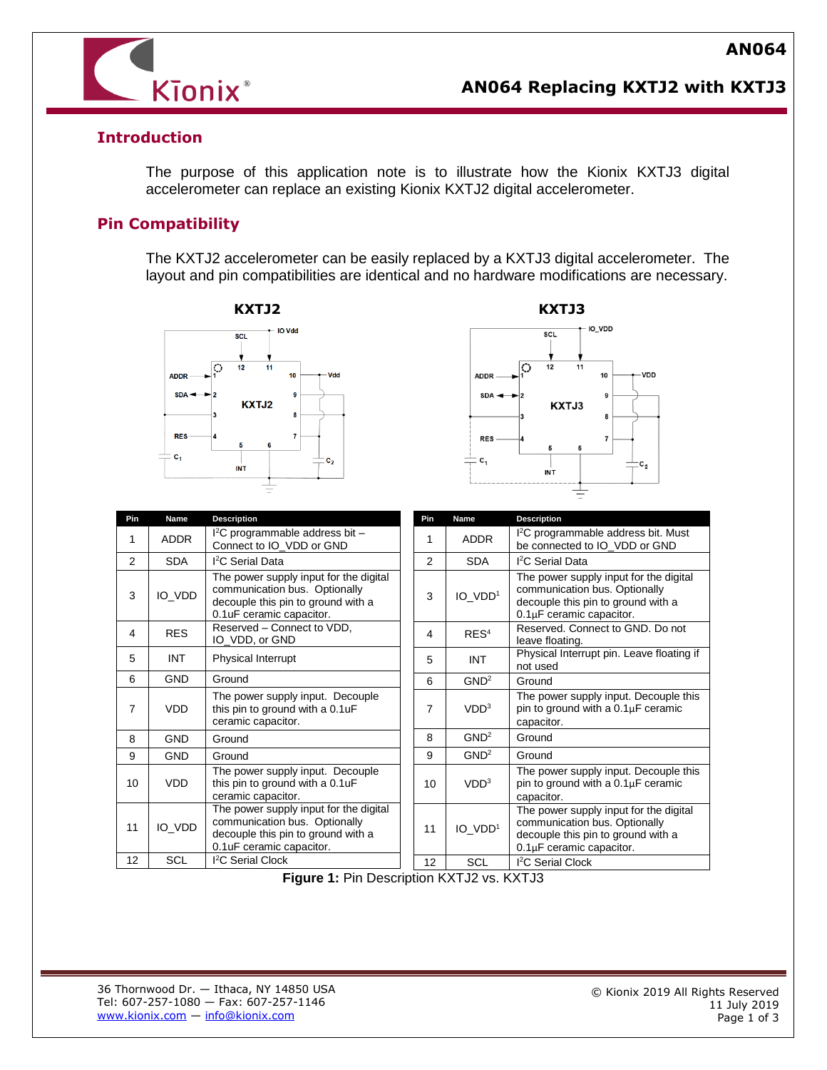# AN064 Replacing KXTJ2 with KXTJ3

## Introduction

The purpose of this application note is to illustrate how the Kionix KXTJ3 digital accelerometer can replace an existing Kionix KXTJ2 digital accelerometer.

## Pin Compatibility

The KXTJ2 accelerometer can be easily replaced by a KXTJ3 digital accelerometer. The layout and pin compatibilities are identical and no hardware modifications are necessary.

**KXTJ2**

| Pin | Name | Description |
|---|---|---|
| 1 | ADDR | I²C programmable address bit – Connect to IO_VDD or GND |
| 2 | SDA | I²C Serial Data |
| 3 | IO_VDD | The power supply input for the digital communication bus. Optionally decouple this pin to ground with a 0.1uF ceramic capacitor. |
| 4 | RES | Reserved – Connect to VDD, IO_VDD, or GND |
| 5 | INT | Physical Interrupt |
| 6 | GND | Ground |
| 7 | VDD | The power supply input. Decouple this pin to ground with a 0.1uF ceramic capacitor. |
| 8 | GND | Ground |
| 9 | GND | Ground |
| 10 | VDD | The power supply input. Decouple this pin to ground with a 0.1uF ceramic capacitor. |
| 11 | IO_VDD | The power supply input for the digital communication bus. Optionally decouple this pin to ground with a 0.1uF ceramic capacitor. |
| 12 | SCL | I²C Serial Clock |

**KXTJ3**

| Pin | Name | Description |
|---|---|---|
| 1 | ADDR | I²C programmable address bit. Must be connected to IO_VDD or GND |
| 2 | SDA | I²C Serial Data |
| 3 | IO_VDD[1] | The power supply input for the digital communication bus. Optionally decouple this pin to ground with a 0.1µF ceramic capacitor. |
| 4 | RES[4] | Reserved. Connect to GND. Do not leave floating. |
| 5 | INT | Physical Interrupt pin. Leave floating if not used |
| 6 | GND[2] | Ground |
| 7 | VDD[3] | The power supply input. Decouple this pin to ground with a 0.1µF ceramic capacitor. |
| 8 | GND[2] | Ground |
| 9 | GND[2] | Ground |
| 10 | VDD[3] | The power supply input. Decouple this pin to ground with a 0.1µF ceramic capacitor. |
| 11 | IO_VDD[1] | The power supply input for the digital communication bus. Optionally decouple this pin to ground with a 0.1µF ceramic capacitor. |
| 12 | SCL | I²C Serial Clock |

**Figure 1:** Pin Description KXTJ2 vs. KXTJ3

36 Thornwood Dr. — Ithaca, NY 14850 USA
Tel: 607-257-1080 — Fax: 607-257-1146
www.kionix.com — info@kionix.com

© Kionix 2019 All Rights Reserved
11 July 2019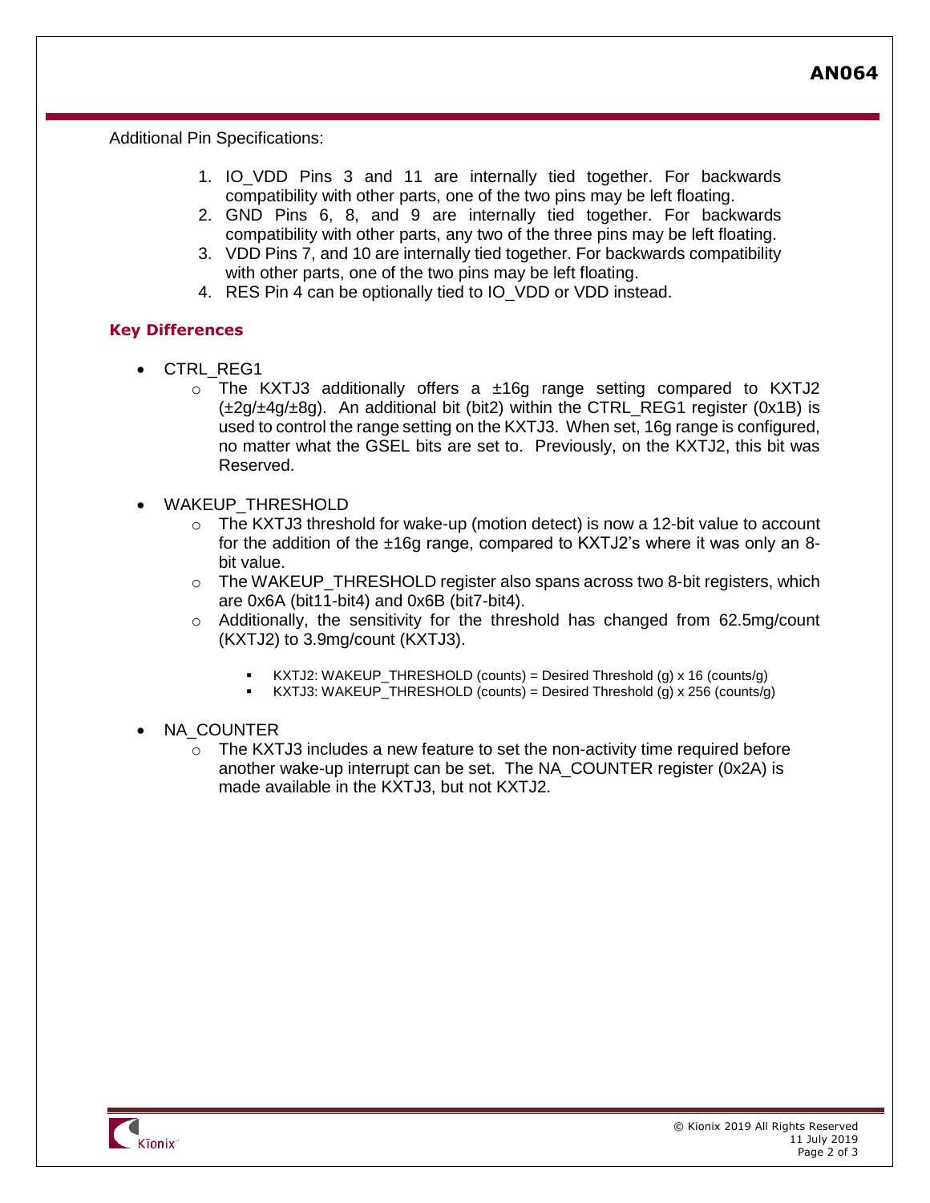Additional Pin Specifications:

1. IO_VDD Pins 3 and 11 are internally tied together. For backwards compatibility with other parts, one of the two pins may be left floating.
2. GND Pins 6, 8, and 9 are internally tied together. For backwards compatibility with other parts, any two of the three pins may be left floating.
3. VDD Pins 7, and 10 are internally tied together. For backwards compatibility with other parts, one of the two pins may be left floating.
4. RES Pin 4 can be optionally tied to IO_VDD or VDD instead.

## Key Differences

- CTRL_REG1
  - The KXTJ3 additionally offers a ±16g range setting compared to KXTJ2 (±2g/±4g/±8g). An additional bit (bit2) within the CTRL_REG1 register (0x1B) is used to control the range setting on the KXTJ3. When set, 16g range is configured, no matter what the GSEL bits are set to. Previously, on the KXTJ2, this bit was Reserved.

- WAKEUP_THRESHOLD
  - The KXTJ3 threshold for wake-up (motion detect) is now a 12-bit value to account for the addition of the ±16g range, compared to KXTJ2's where it was only an 8-bit value.
  - The WAKEUP_THRESHOLD register also spans across two 8-bit registers, which are 0x6A (bit11-bit4) and 0x6B (bit7-bit4).
  - Additionally, the sensitivity for the threshold has changed from 62.5mg/count (KXTJ2) to 3.9mg/count (KXTJ3).
    - KXTJ2: WAKEUP_THRESHOLD (counts) = Desired Threshold (g) x 16 (counts/g)
    - KXTJ3: WAKEUP_THRESHOLD (counts) = Desired Threshold (g) x 256 (counts/g)

- NA_COUNTER
  - The KXTJ3 includes a new feature to set the non-activity time required before another wake-up interrupt can be set. The NA_COUNTER register (0x2A) is made available in the KXTJ3, but not KXTJ2.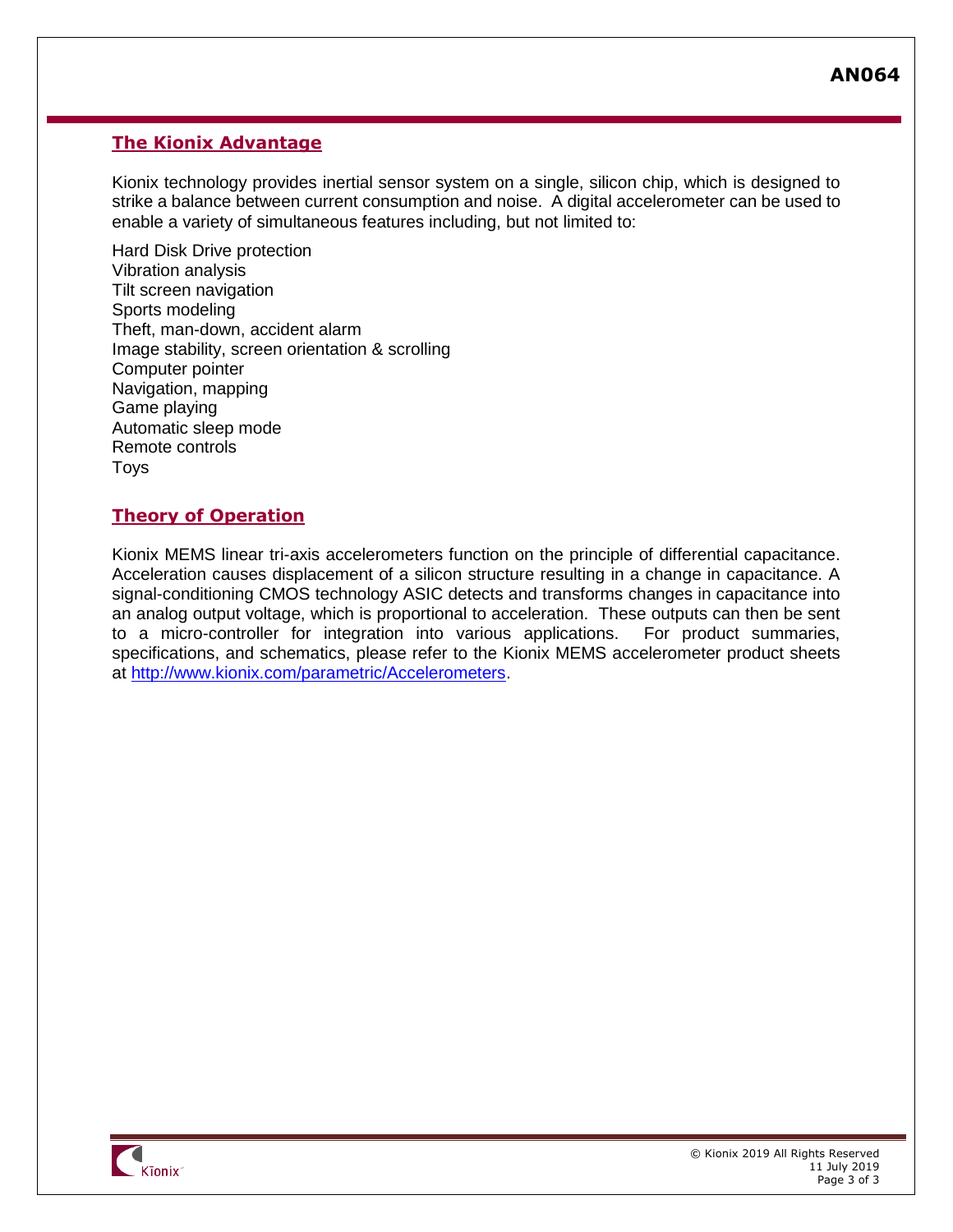## The Kionix Advantage

Kionix technology provides inertial sensor system on a single, silicon chip, which is designed to strike a balance between current consumption and noise. A digital accelerometer can be used to enable a variety of simultaneous features including, but not limited to:

Hard Disk Drive protection
Vibration analysis
Tilt screen navigation
Sports modeling
Theft, man-down, accident alarm
Image stability, screen orientation & scrolling
Computer pointer
Navigation, mapping
Game playing
Automatic sleep mode
Remote controls
Toys

## Theory of Operation

Kionix MEMS linear tri-axis accelerometers function on the principle of differential capacitance. Acceleration causes displacement of a silicon structure resulting in a change in capacitance. A signal-conditioning CMOS technology ASIC detects and transforms changes in capacitance into an analog output voltage, which is proportional to acceleration. These outputs can then be sent to a micro-controller for integration into various applications. For product summaries, specifications, and schematics, please refer to the Kionix MEMS accelerometer product sheets at http://www.kionix.com/parametric/Accelerometers.